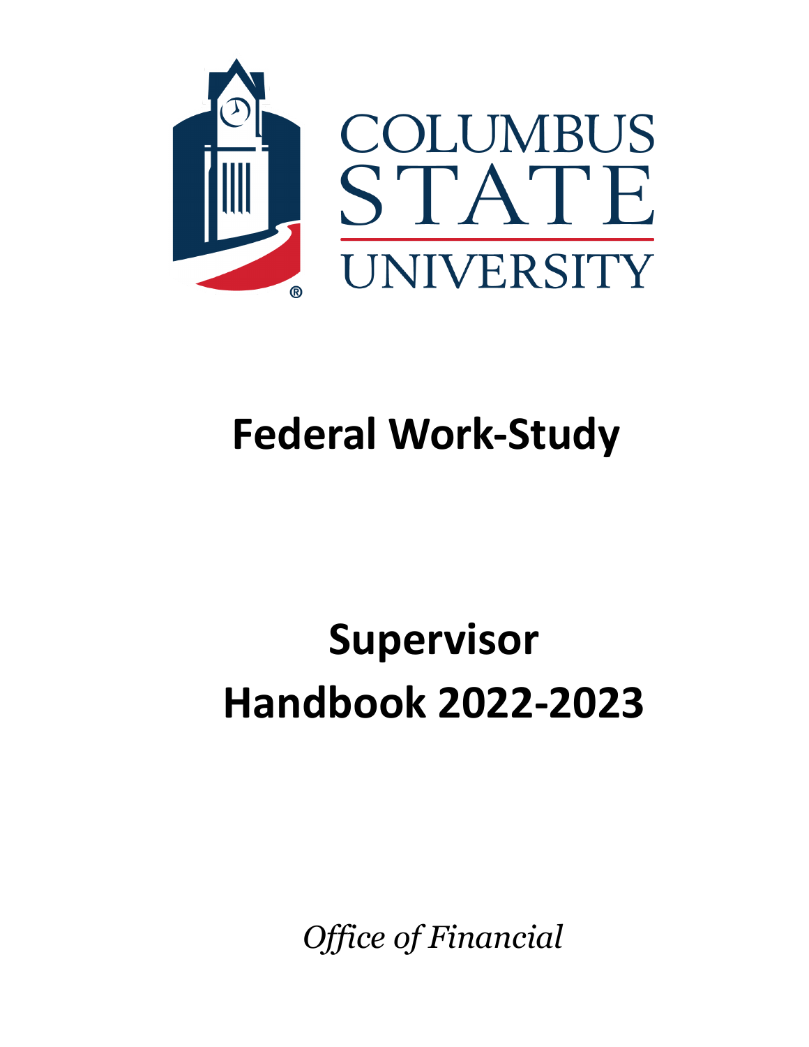COLUMBUS STATE UNIVERSITY

# Federal Work-Study

# Supervisor Handbook 2022-2023

*Office of Financial*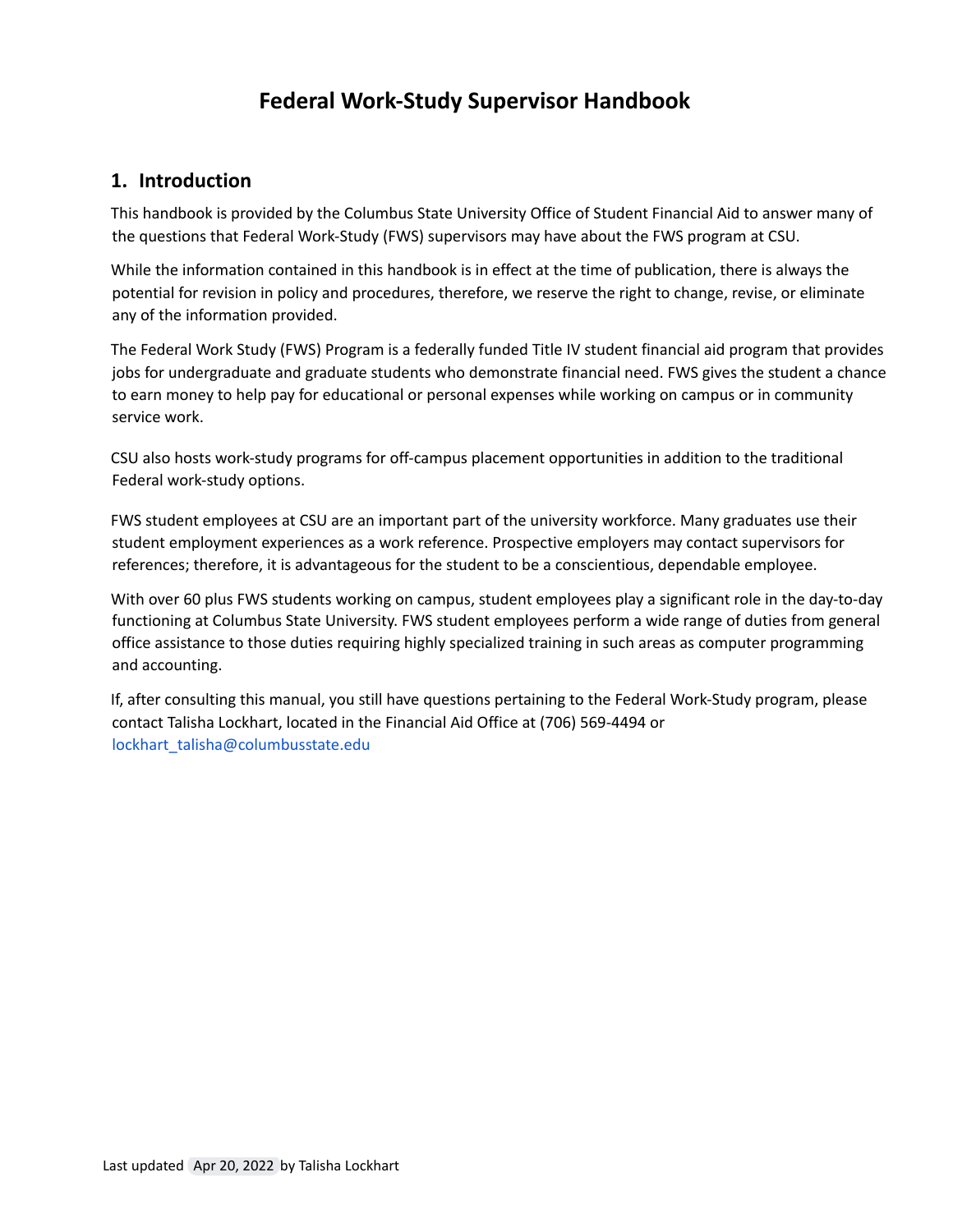# Federal Work-Study Supervisor Handbook

## 1. Introduction

This handbook is provided by the Columbus State University Office of Student Financial Aid to answer many of the questions that Federal Work-Study (FWS) supervisors may have about the FWS program at CSU.

While the information contained in this handbook is in effect at the time of publication, there is always the potential for revision in policy and procedures, therefore, we reserve the right to change, revise, or eliminate any of the information provided.

The Federal Work Study (FWS) Program is a federally funded Title IV student financial aid program that provides jobs for undergraduate and graduate students who demonstrate financial need. FWS gives the student a chance to earn money to help pay for educational or personal expenses while working on campus or in community service work.

CSU also hosts work-study programs for off-campus placement opportunities in addition to the traditional Federal work-study options.

FWS student employees at CSU are an important part of the university workforce. Many graduates use their student employment experiences as a work reference. Prospective employers may contact supervisors for references; therefore, it is advantageous for the student to be a conscientious, dependable employee.

With over 60 plus FWS students working on campus, student employees play a significant role in the day-to-day functioning at Columbus State University. FWS student employees perform a wide range of duties from general office assistance to those duties requiring highly specialized training in such areas as computer programming and accounting.

If, after consulting this manual, you still have questions pertaining to the Federal Work-Study program, please contact Talisha Lockhart, located in the Financial Aid Office at (706) 569-4494 or lockhart_talisha@columbusstate.edu

Last updated Apr 20, 2022 by Talisha Lockhart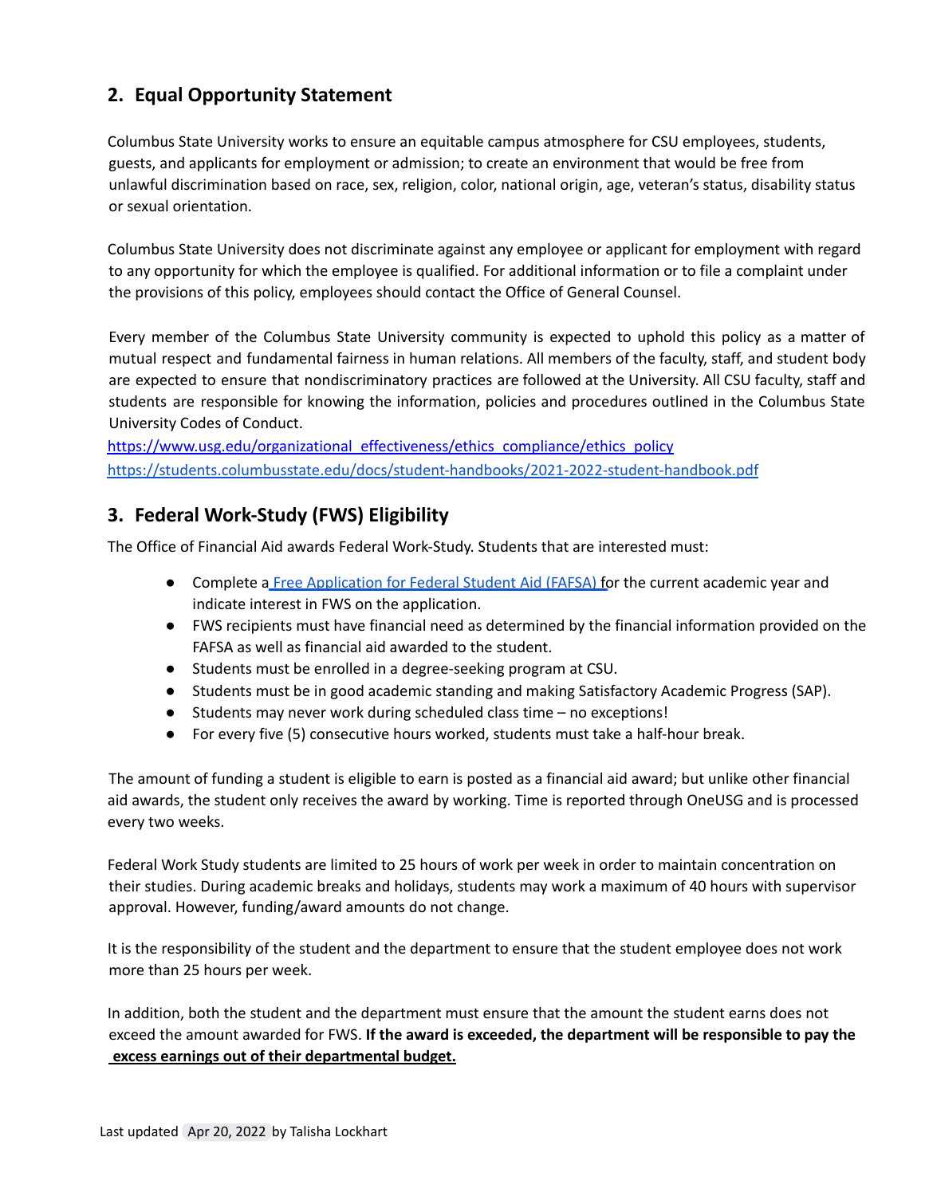## 2. Equal Opportunity Statement

Columbus State University works to ensure an equitable campus atmosphere for CSU employees, students, guests, and applicants for employment or admission; to create an environment that would be free from unlawful discrimination based on race, sex, religion, color, national origin, age, veteran's status, disability status or sexual orientation.

Columbus State University does not discriminate against any employee or applicant for employment with regard to any opportunity for which the employee is qualified. For additional information or to file a complaint under the provisions of this policy, employees should contact the Office of General Counsel.

Every member of the Columbus State University community is expected to uphold this policy as a matter of mutual respect and fundamental fairness in human relations. All members of the faculty, staff, and student body are expected to ensure that nondiscriminatory practices are followed at the University. All CSU faculty, staff and students are responsible for knowing the information, policies and procedures outlined in the Columbus State University Codes of Conduct.
https://www.usg.edu/organizational_effectiveness/ethics_compliance/ethics_policy
https://students.columbusstate.edu/docs/student-handbooks/2021-2022-student-handbook.pdf

## 3. Federal Work-Study (FWS) Eligibility

The Office of Financial Aid awards Federal Work-Study. Students that are interested must:

- Complete a Free Application for Federal Student Aid (FAFSA) for the current academic year and indicate interest in FWS on the application.
- FWS recipients must have financial need as determined by the financial information provided on the FAFSA as well as financial aid awarded to the student.
- Students must be enrolled in a degree-seeking program at CSU.
- Students must be in good academic standing and making Satisfactory Academic Progress (SAP).
- Students may never work during scheduled class time – no exceptions!
- For every five (5) consecutive hours worked, students must take a half-hour break.

The amount of funding a student is eligible to earn is posted as a financial aid award; but unlike other financial aid awards, the student only receives the award by working. Time is reported through OneUSG and is processed every two weeks.

Federal Work Study students are limited to 25 hours of work per week in order to maintain concentration on their studies. During academic breaks and holidays, students may work a maximum of 40 hours with supervisor approval. However, funding/award amounts do not change.

It is the responsibility of the student and the department to ensure that the student employee does not work more than 25 hours per week.

In addition, both the student and the department must ensure that the amount the student earns does not exceed the amount awarded for FWS. **If the award is exceeded, the department will be responsible to pay the excess earnings out of their departmental budget.**

Last updated Apr 20, 2022 by Talisha Lockhart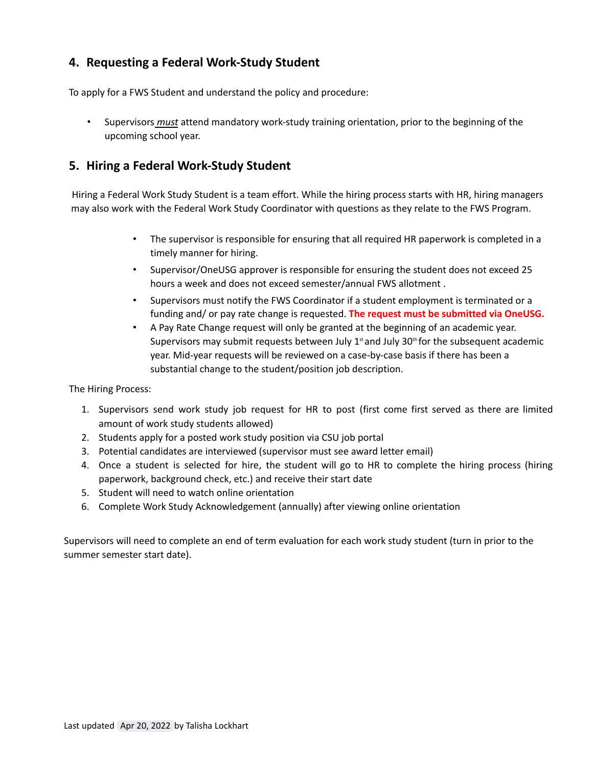## 4. Requesting a Federal Work-Study Student

To apply for a FWS Student and understand the policy and procedure:

- Supervisors *must* attend mandatory work-study training orientation, prior to the beginning of the upcoming school year.

## 5. Hiring a Federal Work-Study Student

Hiring a Federal Work Study Student is a team effort. While the hiring process starts with HR, hiring managers may also work with the Federal Work Study Coordinator with questions as they relate to the FWS Program.

- The supervisor is responsible for ensuring that all required HR paperwork is completed in a timely manner for hiring.
- Supervisor/OneUSG approver is responsible for ensuring the student does not exceed 25 hours a week and does not exceed semester/annual FWS allotment .
- Supervisors must notify the FWS Coordinator if a student employment is terminated or a funding and/ or pay rate change is requested. **The request must be submitted via OneUSG.**
- A Pay Rate Change request will only be granted at the beginning of an academic year. Supervisors may submit requests between July 1st and July 30th for the subsequent academic year. Mid-year requests will be reviewed on a case-by-case basis if there has been a substantial change to the student/position job description.

The Hiring Process:

1. Supervisors send work study job request for HR to post (first come first served as there are limited amount of work study students allowed)
2. Students apply for a posted work study position via CSU job portal
3. Potential candidates are interviewed (supervisor must see award letter email)
4. Once a student is selected for hire, the student will go to HR to complete the hiring process (hiring paperwork, background check, etc.) and receive their start date
5. Student will need to watch online orientation
6. Complete Work Study Acknowledgement (annually) after viewing online orientation

Supervisors will need to complete an end of term evaluation for each work study student (turn in prior to the summer semester start date).

Last updated Apr 20, 2022 by Talisha Lockhart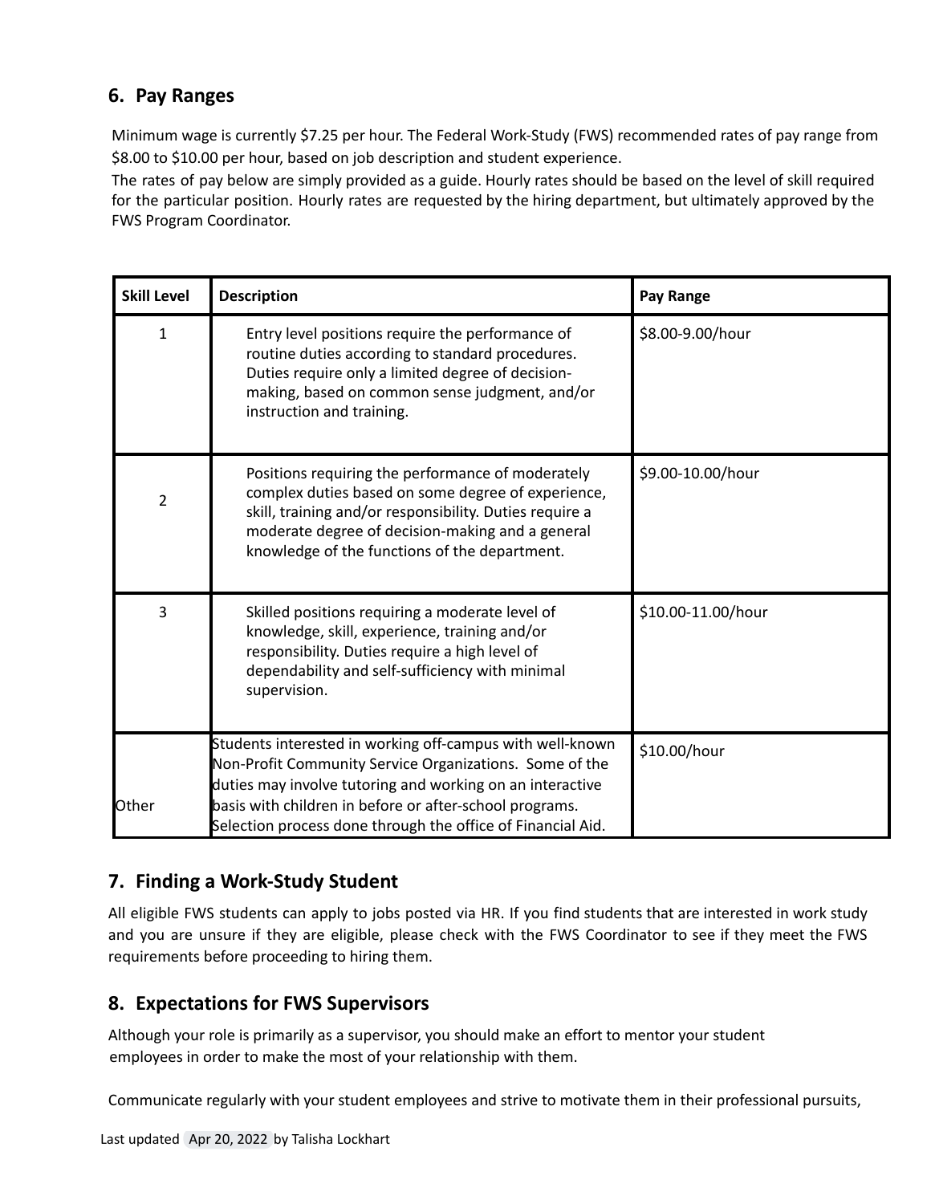## 6. Pay Ranges

Minimum wage is currently $7.25 per hour. The Federal Work-Study (FWS) recommended rates of pay range from $8.00 to $10.00 per hour, based on job description and student experience.

The rates of pay below are simply provided as a guide. Hourly rates should be based on the level of skill required for the particular position. Hourly rates are requested by the hiring department, but ultimately approved by the FWS Program Coordinator.

| Skill Level | Description | Pay Range |
|---|---|---|
| 1 | Entry level positions require the performance of routine duties according to standard procedures. Duties require only a limited degree of decision-making, based on common sense judgment, and/or instruction and training. | $8.00-9.00/hour |
| 2 | Positions requiring the performance of moderately complex duties based on some degree of experience, skill, training and/or responsibility. Duties require a moderate degree of decision-making and a general knowledge of the functions of the department. | $9.00-10.00/hour |
| 3 | Skilled positions requiring a moderate level of knowledge, skill, experience, training and/or responsibility. Duties require a high level of dependability and self-sufficiency with minimal supervision. | $10.00-11.00/hour |
| Other | Students interested in working off-campus with well-known Non-Profit Community Service Organizations. Some of the duties may involve tutoring and working on an interactive basis with children in before or after-school programs. Selection process done through the office of Financial Aid. | $10.00/hour |

## 7. Finding a Work-Study Student

All eligible FWS students can apply to jobs posted via HR. If you find students that are interested in work study and you are unsure if they are eligible, please check with the FWS Coordinator to see if they meet the FWS requirements before proceeding to hiring them.

## 8. Expectations for FWS Supervisors

Although your role is primarily as a supervisor, you should make an effort to mentor your student employees in order to make the most of your relationship with them.

Communicate regularly with your student employees and strive to motivate them in their professional pursuits,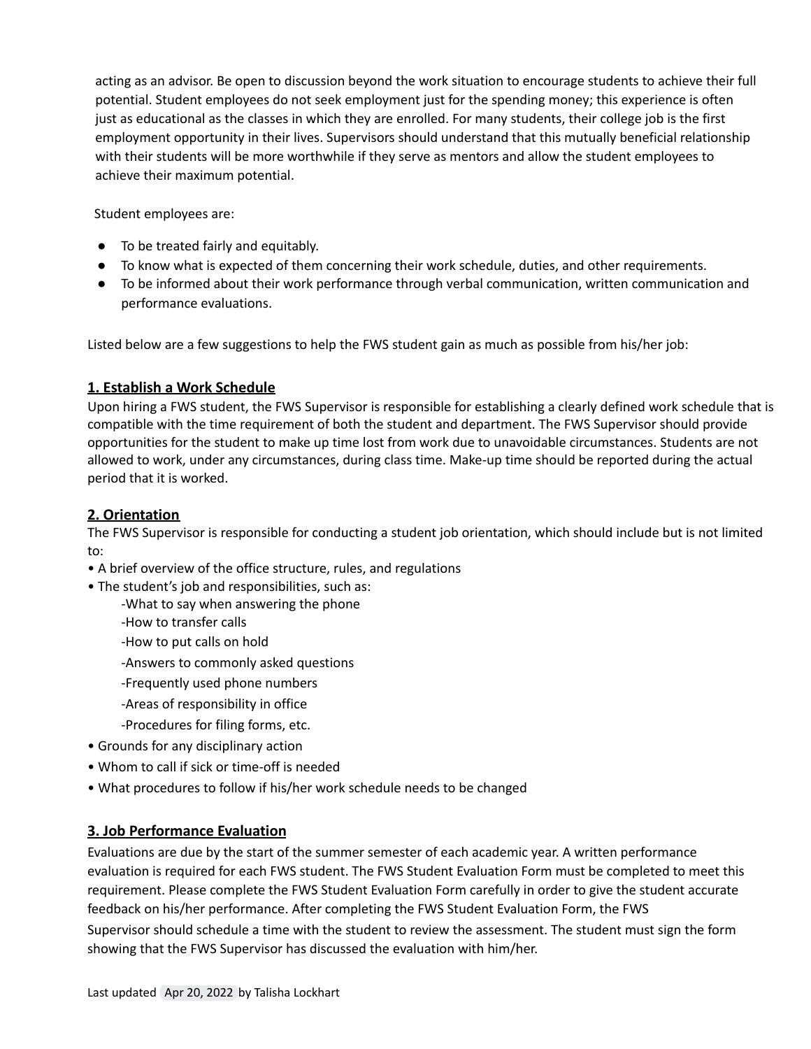acting as an advisor. Be open to discussion beyond the work situation to encourage students to achieve their full potential. Student employees do not seek employment just for the spending money; this experience is often just as educational as the classes in which they are enrolled. For many students, their college job is the first employment opportunity in their lives. Supervisors should understand that this mutually beneficial relationship with their students will be more worthwhile if they serve as mentors and allow the student employees to achieve their maximum potential.

Student employees are:

- To be treated fairly and equitably.
- To know what is expected of them concerning their work schedule, duties, and other requirements.
- To be informed about their work performance through verbal communication, written communication and performance evaluations.

Listed below are a few suggestions to help the FWS student gain as much as possible from his/her job:

## 1. Establish a Work Schedule

Upon hiring a FWS student, the FWS Supervisor is responsible for establishing a clearly defined work schedule that is compatible with the time requirement of both the student and department. The FWS Supervisor should provide opportunities for the student to make up time lost from work due to unavoidable circumstances. Students are not allowed to work, under any circumstances, during class time. Make-up time should be reported during the actual period that it is worked.

## 2. Orientation

The FWS Supervisor is responsible for conducting a student job orientation, which should include but is not limited to:

- A brief overview of the office structure, rules, and regulations
- The student's job and responsibilities, such as:
  - What to say when answering the phone
  - How to transfer calls
  - How to put calls on hold
  - Answers to commonly asked questions
  - Frequently used phone numbers
  - Areas of responsibility in office
  - Procedures for filing forms, etc.
- Grounds for any disciplinary action
- Whom to call if sick or time-off is needed
- What procedures to follow if his/her work schedule needs to be changed

## 3. Job Performance Evaluation

Evaluations are due by the start of the summer semester of each academic year. A written performance evaluation is required for each FWS student. The FWS Student Evaluation Form must be completed to meet this requirement. Please complete the FWS Student Evaluation Form carefully in order to give the student accurate feedback on his/her performance. After completing the FWS Student Evaluation Form, the FWS Supervisor should schedule a time with the student to review the assessment. The student must sign the form showing that the FWS Supervisor has discussed the evaluation with him/her.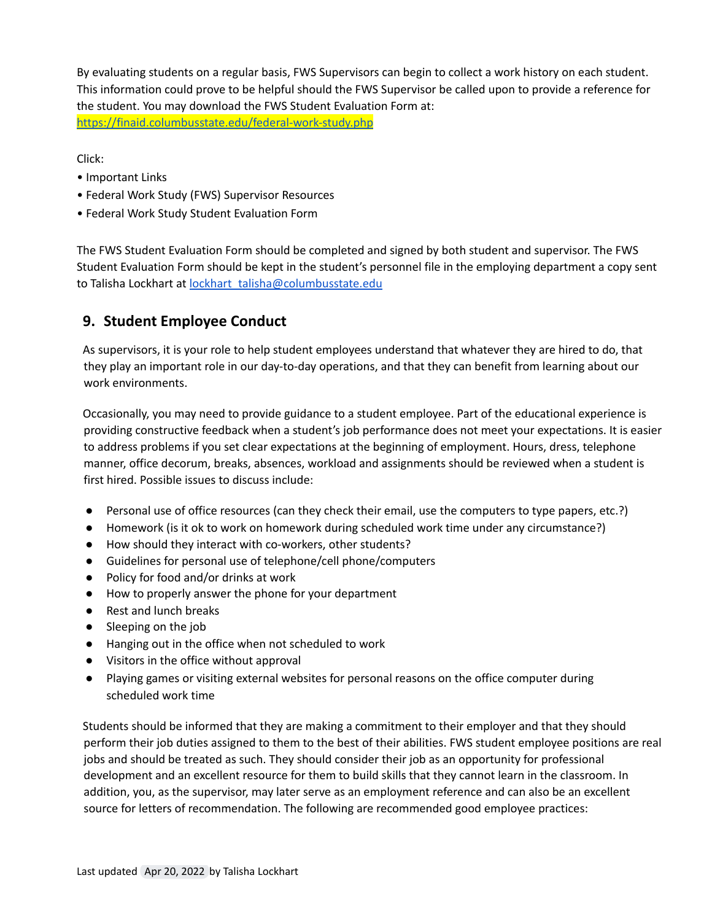By evaluating students on a regular basis, FWS Supervisors can begin to collect a work history on each student. This information could prove to be helpful should the FWS Supervisor be called upon to provide a reference for the student. You may download the FWS Student Evaluation Form at: https://finaid.columbusstate.edu/federal-work-study.php

Click:

- Important Links
- Federal Work Study (FWS) Supervisor Resources
- Federal Work Study Student Evaluation Form

The FWS Student Evaluation Form should be completed and signed by both student and supervisor. The FWS Student Evaluation Form should be kept in the student's personnel file in the employing department a copy sent to Talisha Lockhart at lockhart_talisha@columbusstate.edu

## 9. Student Employee Conduct

As supervisors, it is your role to help student employees understand that whatever they are hired to do, that they play an important role in our day-to-day operations, and that they can benefit from learning about our work environments.

Occasionally, you may need to provide guidance to a student employee. Part of the educational experience is providing constructive feedback when a student's job performance does not meet your expectations. It is easier to address problems if you set clear expectations at the beginning of employment. Hours, dress, telephone manner, office decorum, breaks, absences, workload and assignments should be reviewed when a student is first hired. Possible issues to discuss include:

- Personal use of office resources (can they check their email, use the computers to type papers, etc.?)
- Homework (is it ok to work on homework during scheduled work time under any circumstance?)
- How should they interact with co-workers, other students?
- Guidelines for personal use of telephone/cell phone/computers
- Policy for food and/or drinks at work
- How to properly answer the phone for your department
- Rest and lunch breaks
- Sleeping on the job
- Hanging out in the office when not scheduled to work
- Visitors in the office without approval
- Playing games or visiting external websites for personal reasons on the office computer during scheduled work time

Students should be informed that they are making a commitment to their employer and that they should perform their job duties assigned to them to the best of their abilities. FWS student employee positions are real jobs and should be treated as such. They should consider their job as an opportunity for professional development and an excellent resource for them to build skills that they cannot learn in the classroom. In addition, you, as the supervisor, may later serve as an employment reference and can also be an excellent source for letters of recommendation. The following are recommended good employee practices: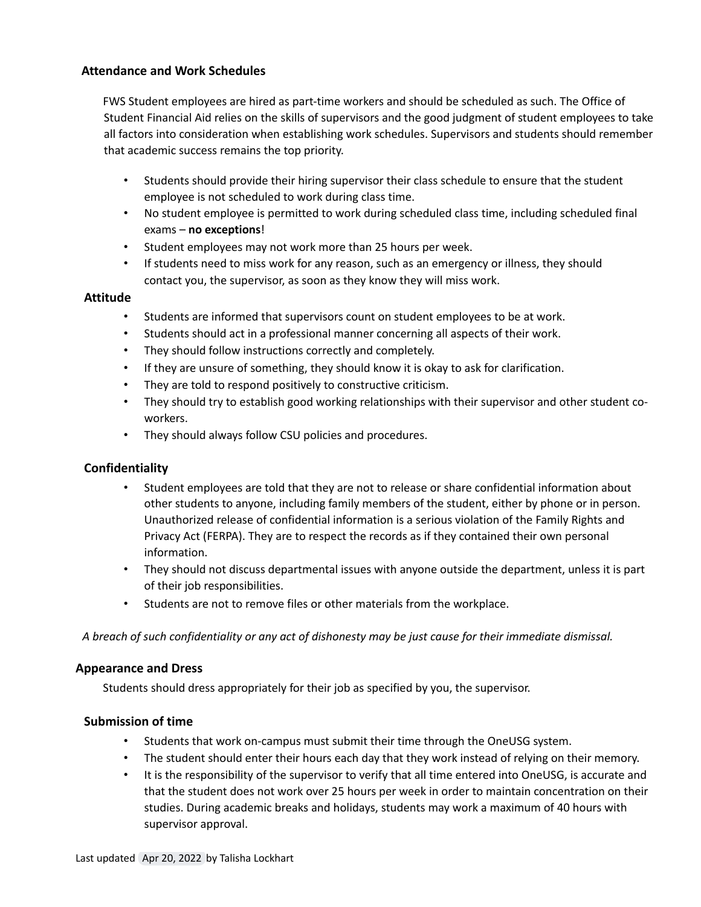### Attendance and Work Schedules

FWS Student employees are hired as part-time workers and should be scheduled as such. The Office of Student Financial Aid relies on the skills of supervisors and the good judgment of student employees to take all factors into consideration when establishing work schedules. Supervisors and students should remember that academic success remains the top priority.

- Students should provide their hiring supervisor their class schedule to ensure that the student employee is not scheduled to work during class time.
- No student employee is permitted to work during scheduled class time, including scheduled final exams – **no exceptions**!
- Student employees may not work more than 25 hours per week.
- If students need to miss work for any reason, such as an emergency or illness, they should contact you, the supervisor, as soon as they know they will miss work.

### Attitude

- Students are informed that supervisors count on student employees to be at work.
- Students should act in a professional manner concerning all aspects of their work.
- They should follow instructions correctly and completely.
- If they are unsure of something, they should know it is okay to ask for clarification.
- They are told to respond positively to constructive criticism.
- They should try to establish good working relationships with their supervisor and other student co-workers.
- They should always follow CSU policies and procedures.

### Confidentiality

- Student employees are told that they are not to release or share confidential information about other students to anyone, including family members of the student, either by phone or in person. Unauthorized release of confidential information is a serious violation of the Family Rights and Privacy Act (FERPA). They are to respect the records as if they contained their own personal information.
- They should not discuss departmental issues with anyone outside the department, unless it is part of their job responsibilities.
- Students are not to remove files or other materials from the workplace.

*A breach of such confidentiality or any act of dishonesty may be just cause for their immediate dismissal.*

### Appearance and Dress

Students should dress appropriately for their job as specified by you, the supervisor.

### Submission of time

- Students that work on-campus must submit their time through the OneUSG system.
- The student should enter their hours each day that they work instead of relying on their memory.
- It is the responsibility of the supervisor to verify that all time entered into OneUSG, is accurate and that the student does not work over 25 hours per week in order to maintain concentration on their studies. During academic breaks and holidays, students may work a maximum of 40 hours with supervisor approval.

Last updated Apr 20, 2022 by Talisha Lockhart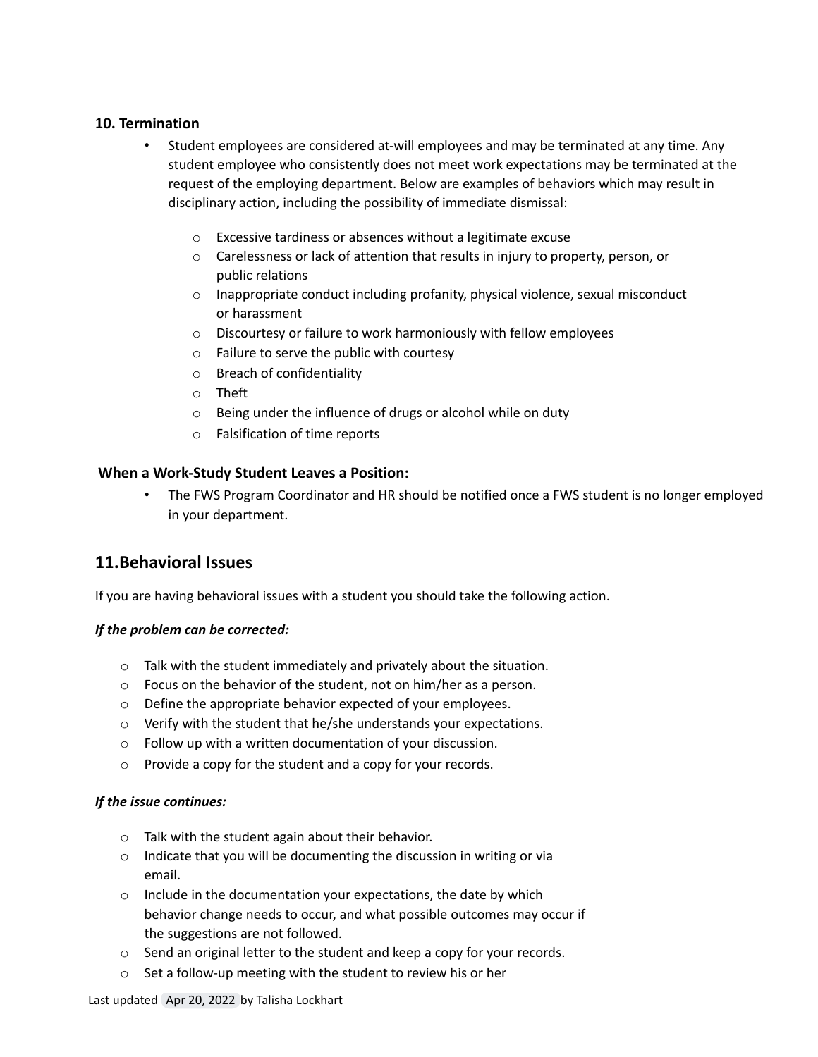### 10. Termination

- Student employees are considered at-will employees and may be terminated at any time. Any student employee who consistently does not meet work expectations may be terminated at the request of the employing department. Below are examples of behaviors which may result in disciplinary action, including the possibility of immediate dismissal:
  - Excessive tardiness or absences without a legitimate excuse
  - Carelessness or lack of attention that results in injury to property, person, or public relations
  - Inappropriate conduct including profanity, physical violence, sexual misconduct or harassment
  - Discourtesy or failure to work harmoniously with fellow employees
  - Failure to serve the public with courtesy
  - Breach of confidentiality
  - Theft
  - Being under the influence of drugs or alcohol while on duty
  - Falsification of time reports

**When a Work-Study Student Leaves a Position:**

- The FWS Program Coordinator and HR should be notified once a FWS student is no longer employed in your department.

## 11.Behavioral Issues

If you are having behavioral issues with a student you should take the following action.

***If the problem can be corrected:***

- Talk with the student immediately and privately about the situation.
- Focus on the behavior of the student, not on him/her as a person.
- Define the appropriate behavior expected of your employees.
- Verify with the student that he/she understands your expectations.
- Follow up with a written documentation of your discussion.
- Provide a copy for the student and a copy for your records.

***If the issue continues:***

- Talk with the student again about their behavior.
- Indicate that you will be documenting the discussion in writing or via email.
- Include in the documentation your expectations, the date by which behavior change needs to occur, and what possible outcomes may occur if the suggestions are not followed.
- Send an original letter to the student and keep a copy for your records.
- Set a follow-up meeting with the student to review his or her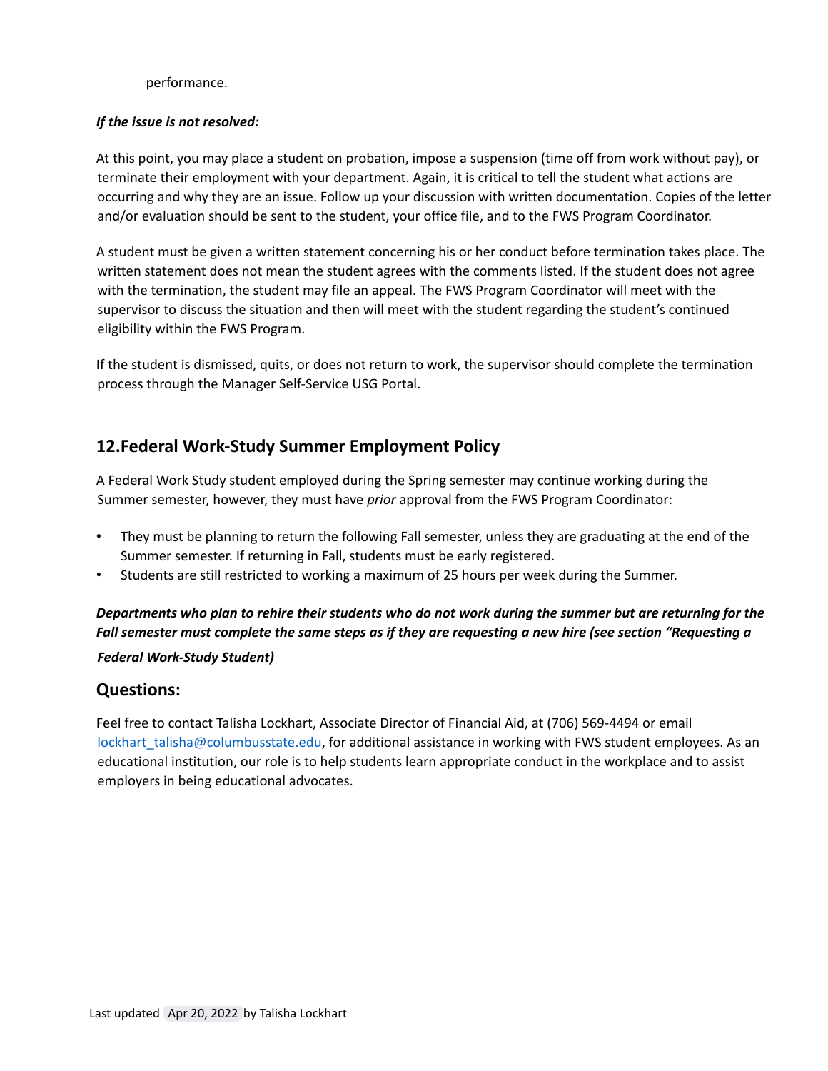performance.

***If the issue is not resolved:***

At this point, you may place a student on probation, impose a suspension (time off from work without pay), or terminate their employment with your department. Again, it is critical to tell the student what actions are occurring and why they are an issue. Follow up your discussion with written documentation. Copies of the letter and/or evaluation should be sent to the student, your office file, and to the FWS Program Coordinator.

A student must be given a written statement concerning his or her conduct before termination takes place. The written statement does not mean the student agrees with the comments listed. If the student does not agree with the termination, the student may file an appeal. The FWS Program Coordinator will meet with the supervisor to discuss the situation and then will meet with the student regarding the student's continued eligibility within the FWS Program.

If the student is dismissed, quits, or does not return to work, the supervisor should complete the termination process through the Manager Self-Service USG Portal.

## 12.Federal Work-Study Summer Employment Policy

A Federal Work Study student employed during the Spring semester may continue working during the Summer semester, however, they must have *prior* approval from the FWS Program Coordinator:

- They must be planning to return the following Fall semester, unless they are graduating at the end of the Summer semester. If returning in Fall, students must be early registered.
- Students are still restricted to working a maximum of 25 hours per week during the Summer.

***Departments who plan to rehire their students who do not work during the summer but are returning for the Fall semester must complete the same steps as if they are requesting a new hire (see section "Requesting a Federal Work-Study Student)***

## Questions:

Feel free to contact Talisha Lockhart, Associate Director of Financial Aid, at (706) 569-4494 or email lockhart_talisha@columbusstate.edu, for additional assistance in working with FWS student employees. As an educational institution, our role is to help students learn appropriate conduct in the workplace and to assist employers in being educational advocates.

Last updated Apr 20, 2022 by Talisha Lockhart